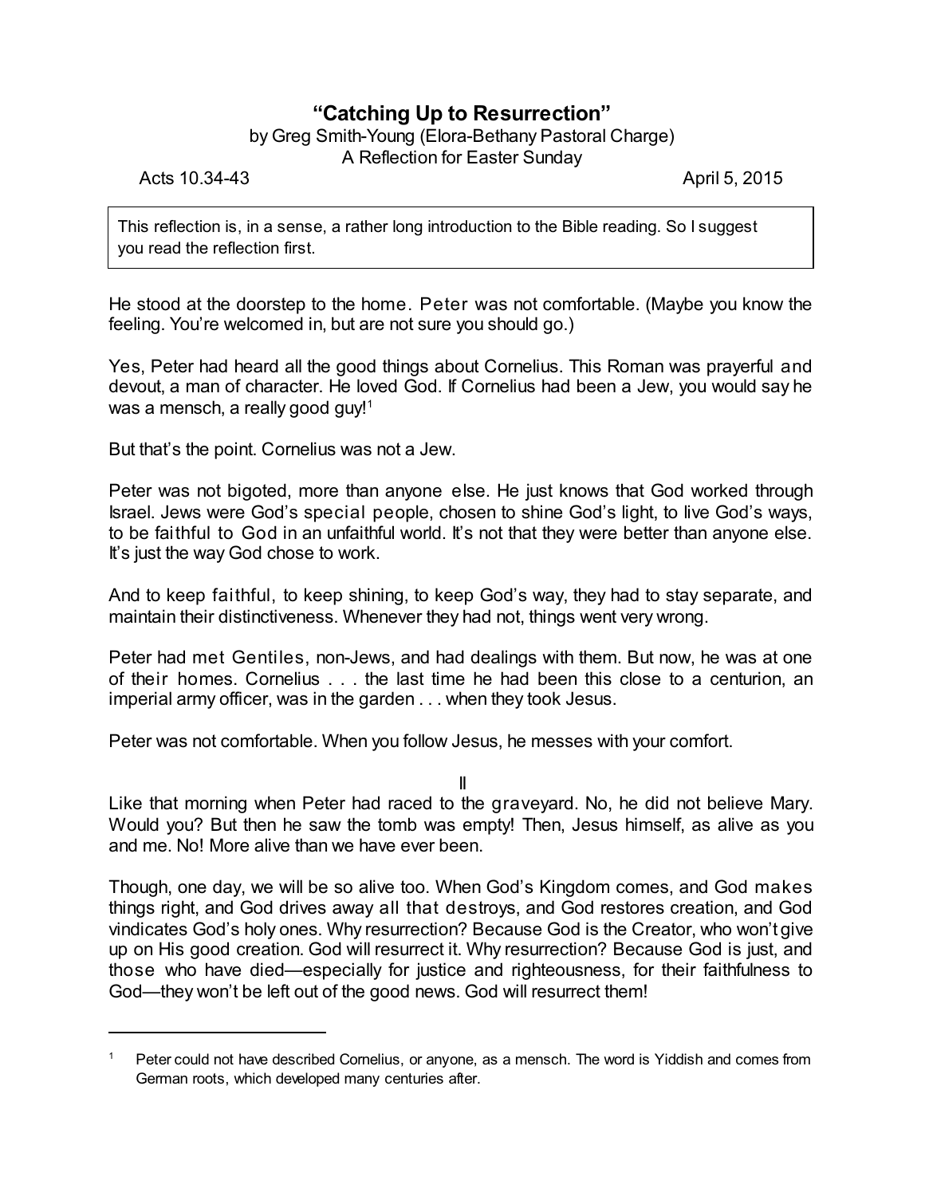# "Catching Up to Resurrection"

by Greg Smith-Young (Elora-Bethany Pastoral Charge)

A Reflection for Easter Sunday

Acts 10.34-43 April 5, 2015

> This reflection is, in a sense, a rather long introduction to the Bible reading. So I suggest you read the reflection first.

He stood at the doorstep to the home. Peter was not comfortable. (Maybe you know the feeling. You're welcomed in, but are not sure you should go.)

Yes, Peter had heard all the good things about Cornelius. This Roman was prayerful and devout, a man of character. He loved God. If Cornelius had been a Jew, you would say he was a mensch, a really good guy![1]

But that's the point. Cornelius was not a Jew.

Peter was not bigoted, more than anyone else. He just knows that God worked through Israel. Jews were God's special people, chosen to shine God's light, to live God's ways, to be faithful to God in an unfaithful world. It's not that they were better than anyone else. It's just the way God chose to work.

And to keep faithful, to keep shining, to keep God's way, they had to stay separate, and maintain their distinctiveness. Whenever they had not, things went very wrong.

Peter had met Gentiles, non-Jews, and had dealings with them. But now, he was at one of their homes. Cornelius . . . the last time he had been this close to a centurion, an imperial army officer, was in the garden . . . when they took Jesus.

Peter was not comfortable. When you follow Jesus, he messes with your comfort.

II

Like that morning when Peter had raced to the graveyard. No, he did not believe Mary. Would you? But then he saw the tomb was empty! Then, Jesus himself, as alive as you and me. No! More alive than we have ever been.

Though, one day, we will be so alive too. When God's Kingdom comes, and God makes things right, and God drives away all that destroys, and God restores creation, and God vindicates God's holy ones. Why resurrection? Because God is the Creator, who won't give up on His good creation. God will resurrect it. Why resurrection? Because God is just, and those who have died—especially for justice and righteousness, for their faithfulness to God—they won't be left out of the good news. God will resurrect them!

---

[1] Peter could not have described Cornelius, or anyone, as a mensch. The word is Yiddish and comes from German roots, which developed many centuries after.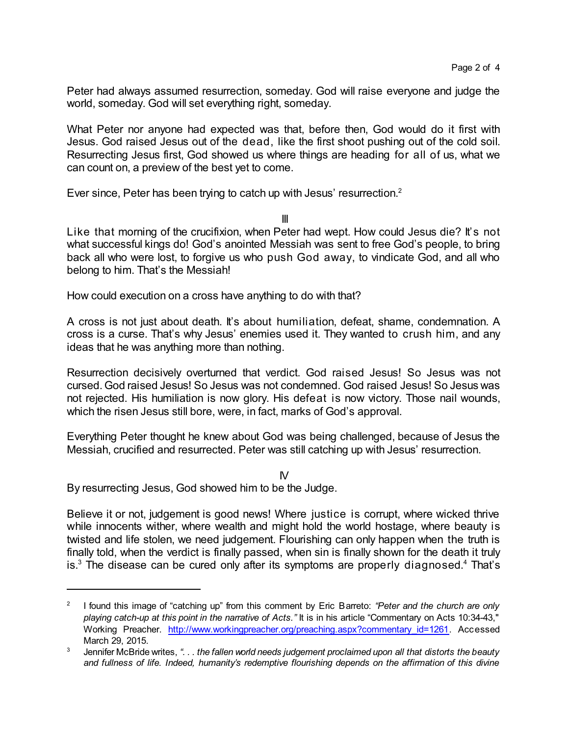Peter had always assumed resurrection, someday. God will raise everyone and judge the world, someday. God will set everything right, someday.

What Peter nor anyone had expected was that, before then, God would do it first with Jesus. God raised Jesus out of the dead, like the first shoot pushing out of the cold soil. Resurrecting Jesus first, God showed us where things are heading for all of us, what we can count on, a preview of the best yet to come.

Ever since, Peter has been trying to catch up with Jesus' resurrection.[2]

III

Like that morning of the crucifixion, when Peter had wept. How could Jesus die? It's not what successful kings do! God's anointed Messiah was sent to free God's people, to bring back all who were lost, to forgive us who push God away, to vindicate God, and all who belong to him. That's the Messiah!

How could execution on a cross have anything to do with that?

A cross is not just about death. It's about humiliation, defeat, shame, condemnation. A cross is a curse. That's why Jesus' enemies used it. They wanted to crush him, and any ideas that he was anything more than nothing.

Resurrection decisively overturned that verdict. God raised Jesus! So Jesus was not cursed. God raised Jesus! So Jesus was not condemned. God raised Jesus! So Jesus was not rejected. His humiliation is now glory. His defeat is now victory. Those nail wounds, which the risen Jesus still bore, were, in fact, marks of God's approval.

Everything Peter thought he knew about God was being challenged, because of Jesus the Messiah, crucified and resurrected. Peter was still catching up with Jesus' resurrection.

IV

By resurrecting Jesus, God showed him to be the Judge.

Believe it or not, judgement is good news! Where justice is corrupt, where wicked thrive while innocents wither, where wealth and might hold the world hostage, where beauty is twisted and life stolen, we need judgement. Flourishing can only happen when the truth is finally told, when the verdict is finally passed, when sin is finally shown for the death it truly is.[3] The disease can be cured only after its symptoms are properly diagnosed.[4] That's

---

[2] I found this image of "catching up" from this comment by Eric Barreto: *"Peter and the church are only playing catch-up at this point in the narrative of Acts."* It is in his article "Commentary on Acts 10:34-43," Working Preacher. http://www.workingpreacher.org/preaching.aspx?commentary_id=1261. Accessed March 29, 2015.

[3] Jennifer McBride writes, *". . . the fallen world needs judgement proclaimed upon all that distorts the beauty and fullness of life. Indeed, humanity's redemptive flourishing depends on the affirmation of this divine*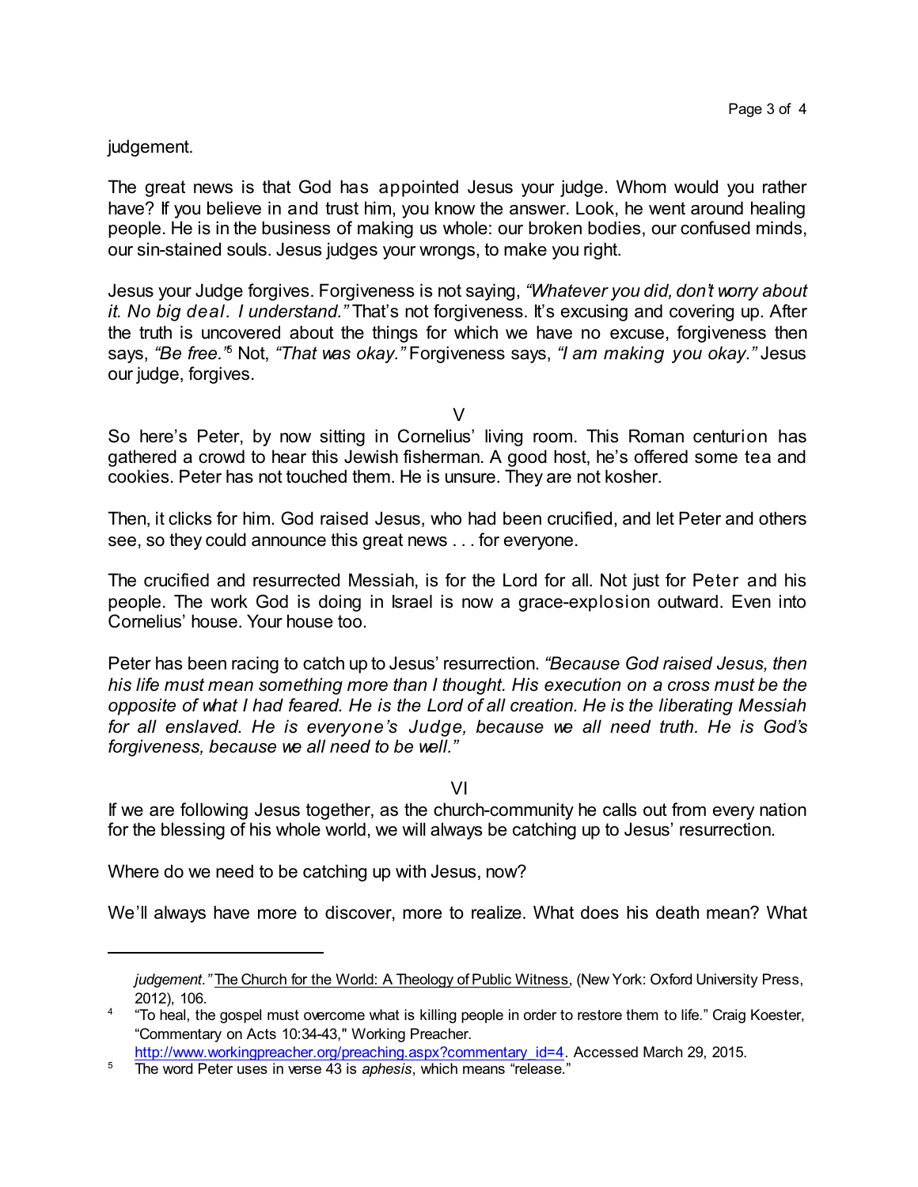judgement.

The great news is that God has appointed Jesus your judge. Whom would you rather have? If you believe in and trust him, you know the answer. Look, he went around healing people. He is in the business of making us whole: our broken bodies, our confused minds, our sin-stained souls. Jesus judges your wrongs, to make you right.

Jesus your Judge forgives. Forgiveness is not saying, *"Whatever you did, don't worry about it. No big deal. I understand."* That's not forgiveness. It's excusing and covering up. After the truth is uncovered about the things for which we have no excuse, forgiveness then says, *"Be free."*[5] Not, *"That was okay."* Forgiveness says, *"I am making you okay."* Jesus our judge, forgives.

V

So here's Peter, by now sitting in Cornelius' living room. This Roman centurion has gathered a crowd to hear this Jewish fisherman. A good host, he's offered some tea and cookies. Peter has not touched them. He is unsure. They are not kosher.

Then, it clicks for him. God raised Jesus, who had been crucified, and let Peter and others see, so they could announce this great news . . . for everyone.

The crucified and resurrected Messiah, is for the Lord for all. Not just for Peter and his people. The work God is doing in Israel is now a grace-explosion outward. Even into Cornelius' house. Your house too.

Peter has been racing to catch up to Jesus' resurrection. *"Because God raised Jesus, then his life must mean something more than I thought. His execution on a cross must be the opposite of what I had feared. He is the Lord of all creation. He is the liberating Messiah for all enslaved. He is everyone's Judge, because we all need truth. He is God's forgiveness, because we all need to be well."*

VI

If we are following Jesus together, as the church-community he calls out from every nation for the blessing of his whole world, we will always be catching up to Jesus' resurrection.

Where do we need to be catching up with Jesus, now?

We'll always have more to discover, more to realize. What does his death mean? What

---

*judgement."* The Church for the World: A Theology of Public Witness, (New York: Oxford University Press, 2012), 106.

[4] "To heal, the gospel must overcome what is killing people in order to restore them to life." Craig Koester, "Commentary on Acts 10:34-43," Working Preacher. http://www.workingpreacher.org/preaching.aspx?commentary_id=4. Accessed March 29, 2015.

[5] The word Peter uses in verse 43 is *aphesis*, which means "release."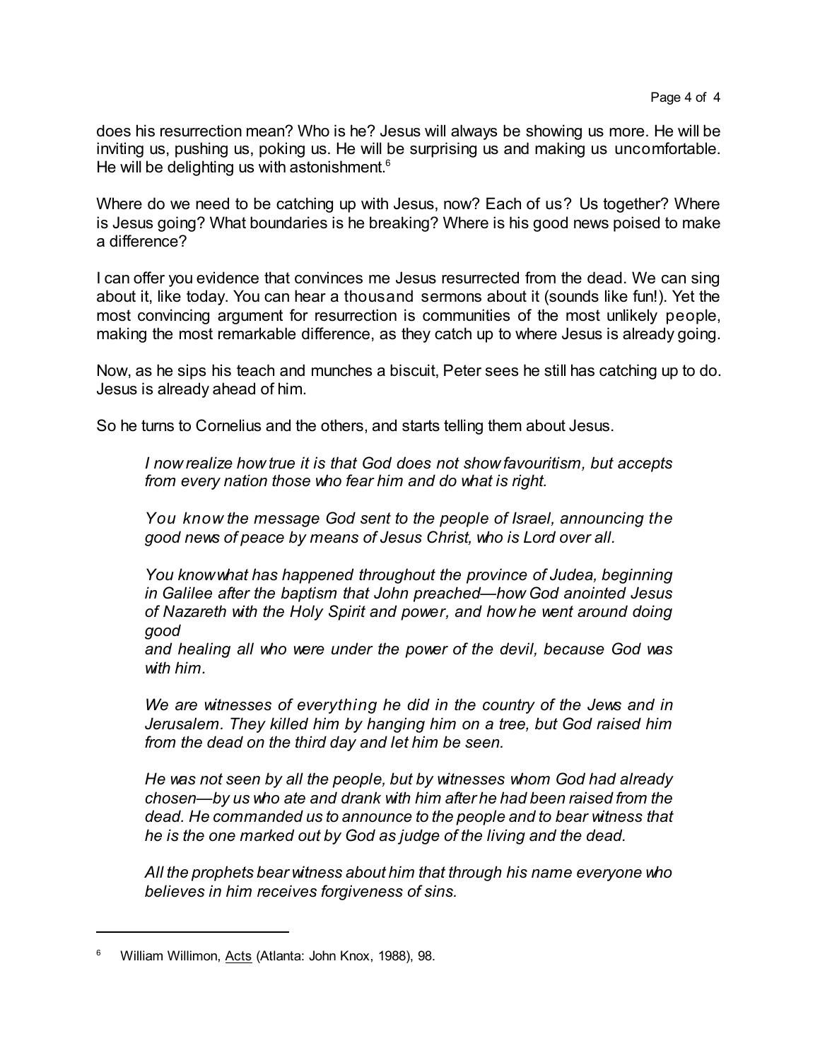does his resurrection mean? Who is he? Jesus will always be showing us more. He will be inviting us, pushing us, poking us. He will be surprising us and making us uncomfortable. He will be delighting us with astonishment.[6]

Where do we need to be catching up with Jesus, now? Each of us? Us together? Where is Jesus going? What boundaries is he breaking? Where is his good news poised to make a difference?

I can offer you evidence that convinces me Jesus resurrected from the dead. We can sing about it, like today. You can hear a thousand sermons about it (sounds like fun!). Yet the most convincing argument for resurrection is communities of the most unlikely people, making the most remarkable difference, as they catch up to where Jesus is already going.

Now, as he sips his teach and munches a biscuit, Peter sees he still has catching up to do. Jesus is already ahead of him.

So he turns to Cornelius and the others, and starts telling them about Jesus.

> *I now realize how true it is that God does not show favouritism, but accepts from every nation those who fear him and do what is right.*
>
> *You know the message God sent to the people of Israel, announcing the good news of peace by means of Jesus Christ, who is Lord over all.*
>
> *You know what has happened throughout the province of Judea, beginning in Galilee after the baptism that John preached—how God anointed Jesus of Nazareth with the Holy Spirit and power, and how he went around doing good*
> *and healing all who were under the power of the devil, because God was with him.*
>
> *We are witnesses of everything he did in the country of the Jews and in Jerusalem. They killed him by hanging him on a tree, but God raised him from the dead on the third day and let him be seen.*
>
> *He was not seen by all the people, but by witnesses whom God had already chosen—by us who ate and drank with him after he had been raised from the dead. He commanded us to announce to the people and to bear witness that he is the one marked out by God as judge of the living and the dead.*
>
> *All the prophets bear witness about him that through his name everyone who believes in him receives forgiveness of sins.*

---

[6] William Willimon, Acts (Atlanta: John Knox, 1988), 98.